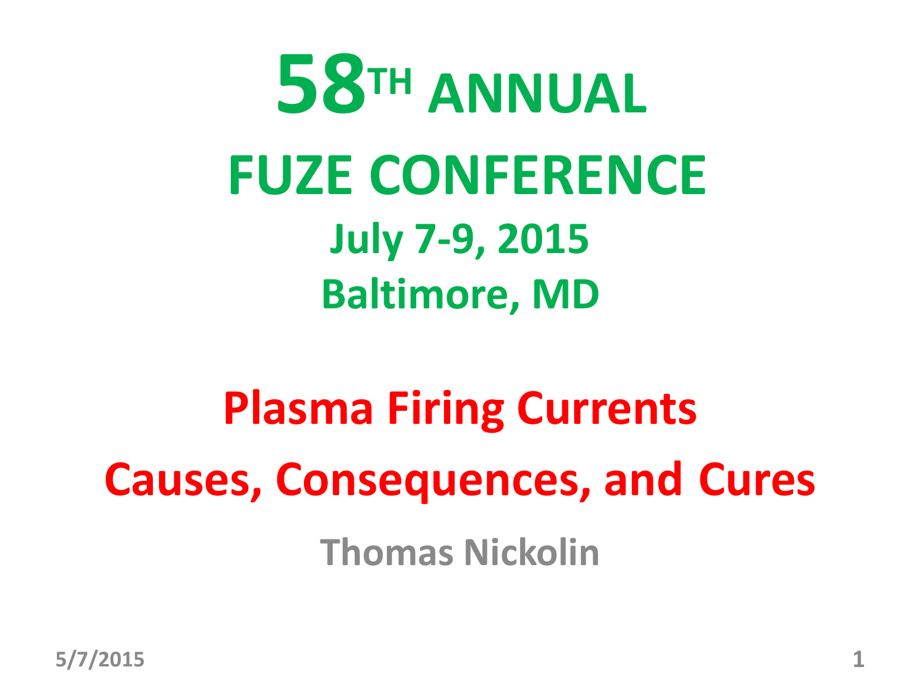# 58TH ANNUAL FUZE CONFERENCE

**July 7-9, 2015**

**Baltimore, MD**

## Plasma Firing Currents

## Causes, Consequences, and Cures

**Thomas Nickolin**

5/7/2015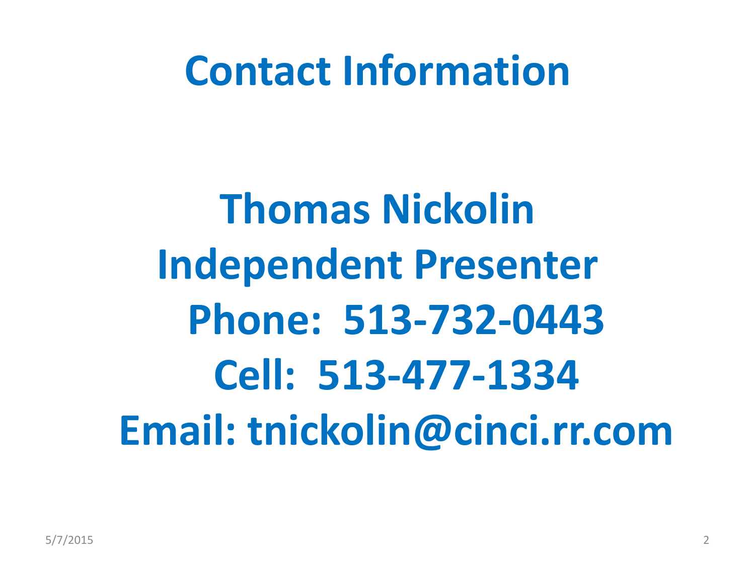# Contact Information

**Thomas Nickolin**

**Independent Presenter**

**Phone: 513-732-0443**

**Cell: 513-477-1334**

**Email: tnickolin@cinci.rr.com**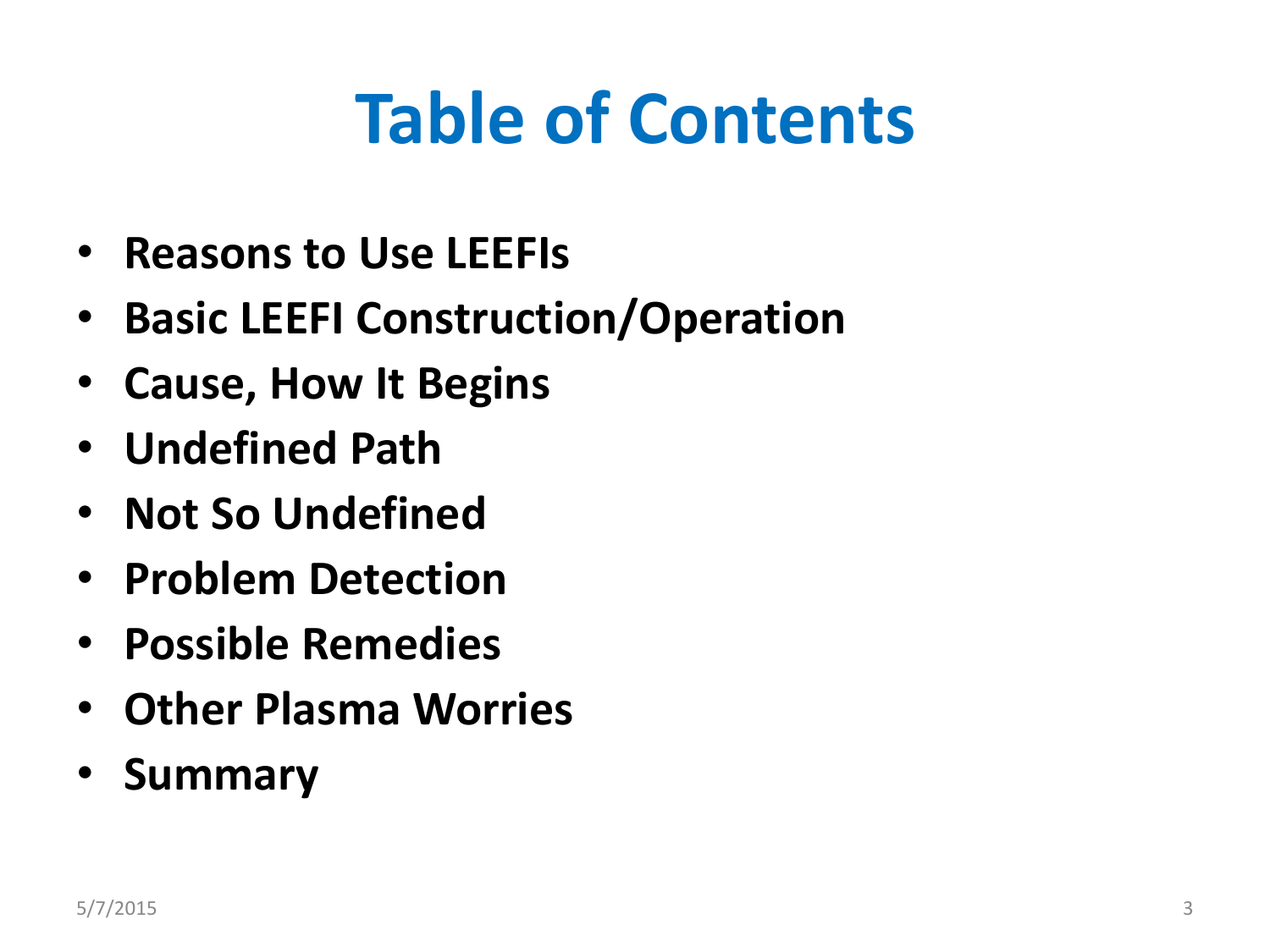# Table of Contents

- **Reasons to Use LEEFIs**
- **Basic LEEFI Construction/Operation**
- **Cause, How It Begins**
- **Undefined Path**
- **Not So Undefined**
- **Problem Detection**
- **Possible Remedies**
- **Other Plasma Worries**
- **Summary**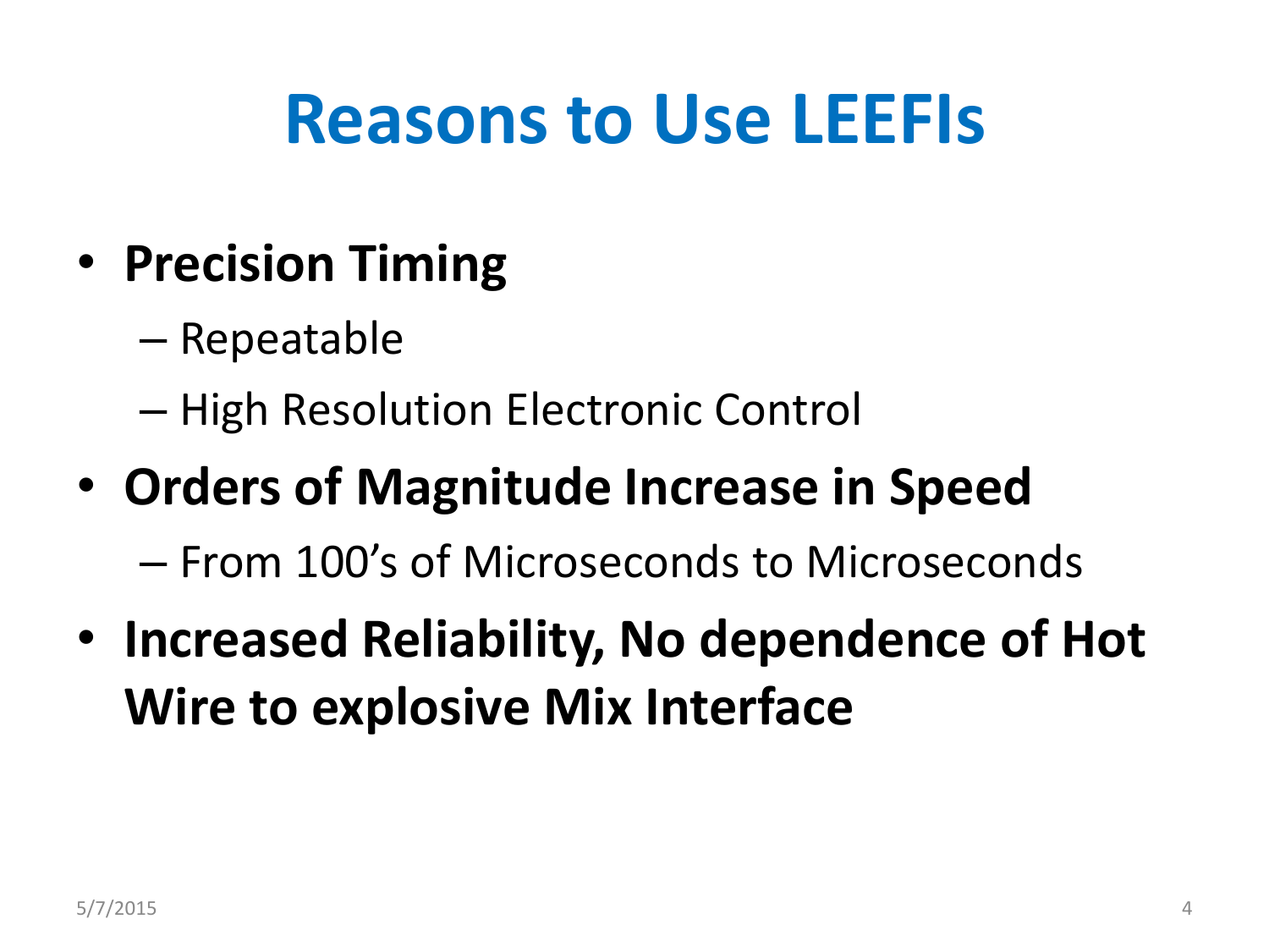# Reasons to Use LEEFIs

- **Precision Timing**
  - Repeatable
  - High Resolution Electronic Control
- **Orders of Magnitude Increase in Speed**
  - From 100's of Microseconds to Microseconds
- **Increased Reliability, No dependence of Hot Wire to explosive Mix Interface**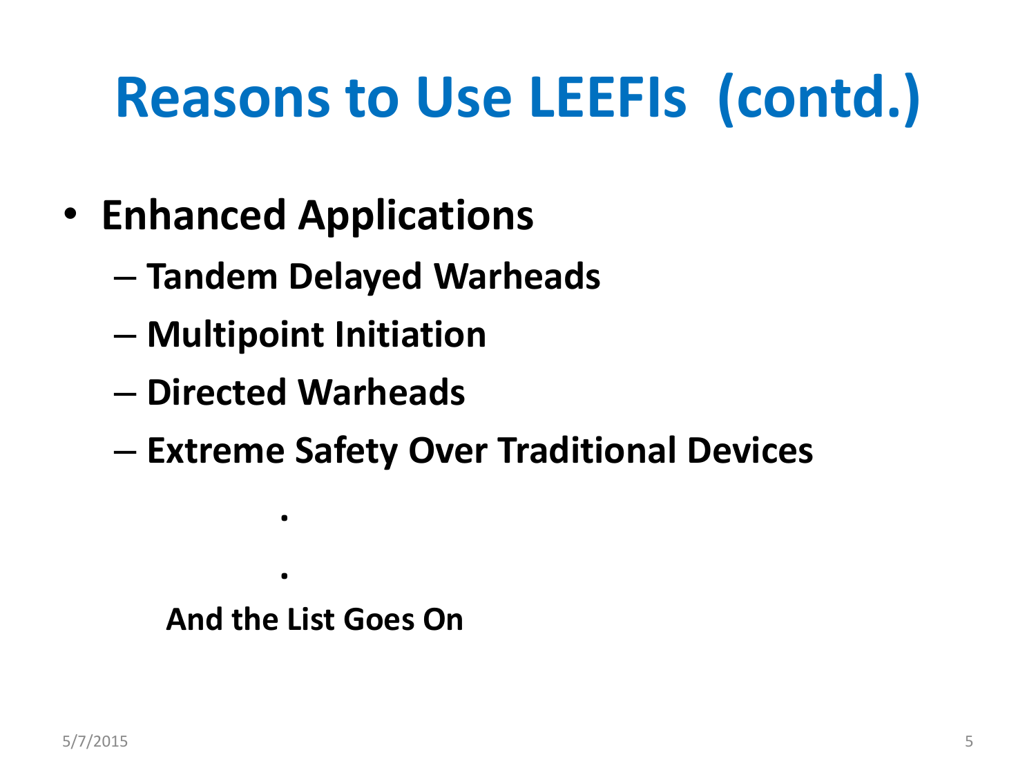# Reasons to Use LEEFIs (contd.)

- **Enhanced Applications**
  - **Tandem Delayed Warheads**
  - **Multipoint Initiation**
  - **Directed Warheads**
  - **Extreme Safety Over Traditional Devices**

.

.

**And the List Goes On**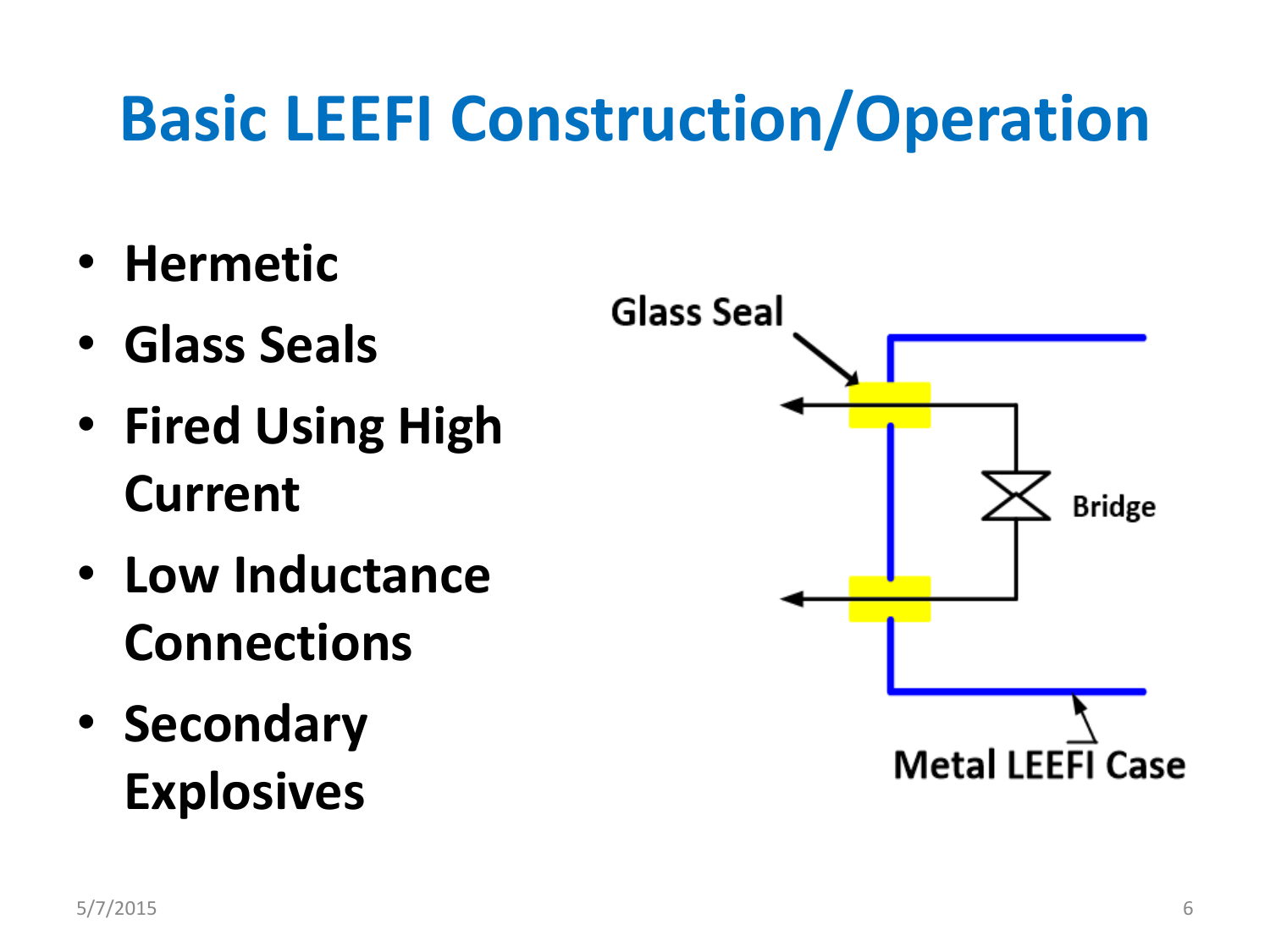# Basic LEEFI Construction/Operation

- **Hermetic**
- **Glass Seals**
- **Fired Using High Current**
- **Low Inductance Connections**
- **Secondary Explosives**

Glass Seal

Bridge

Metal LEEFI Case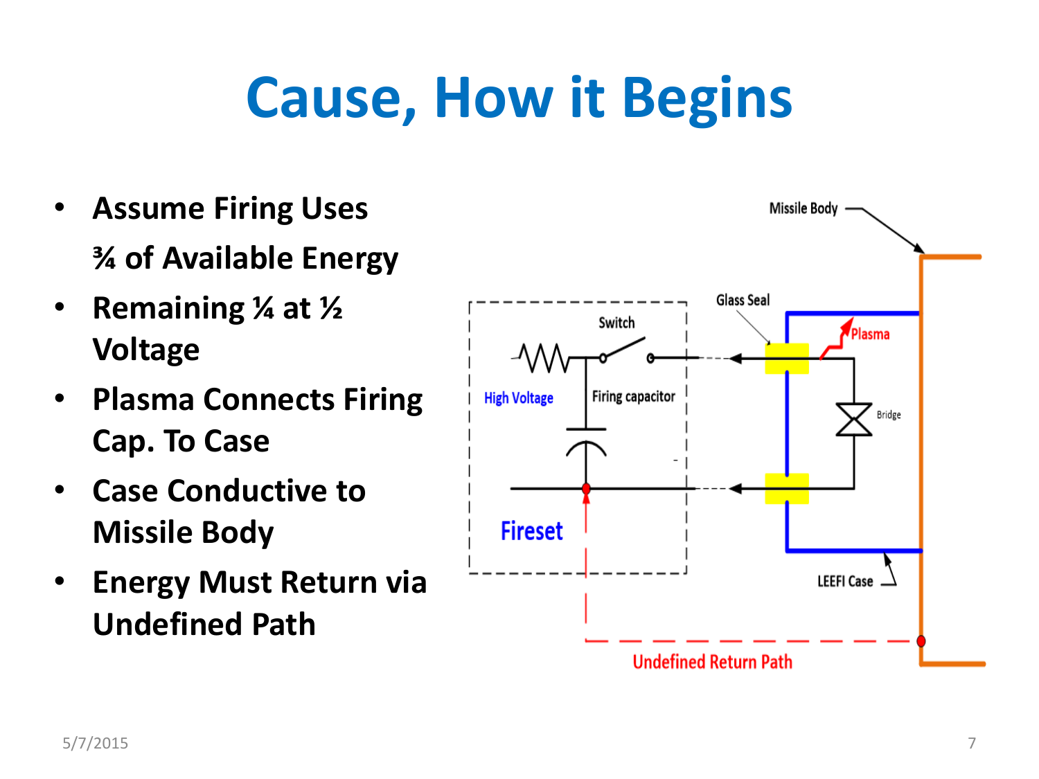# Cause, How it Begins

- Assume Firing Uses ¾ of Available Energy
- Remaining ¼ at ½ Voltage
- Plasma Connects Firing Cap. To Case
- Case Conductive to Missile Body
- Energy Must Return via Undefined Path

Missile Body

Glass Seal

Switch

Plasma

High Voltage

Firing capacitor

Bridge

Fireset

LEEFI Case

Undefined Return Path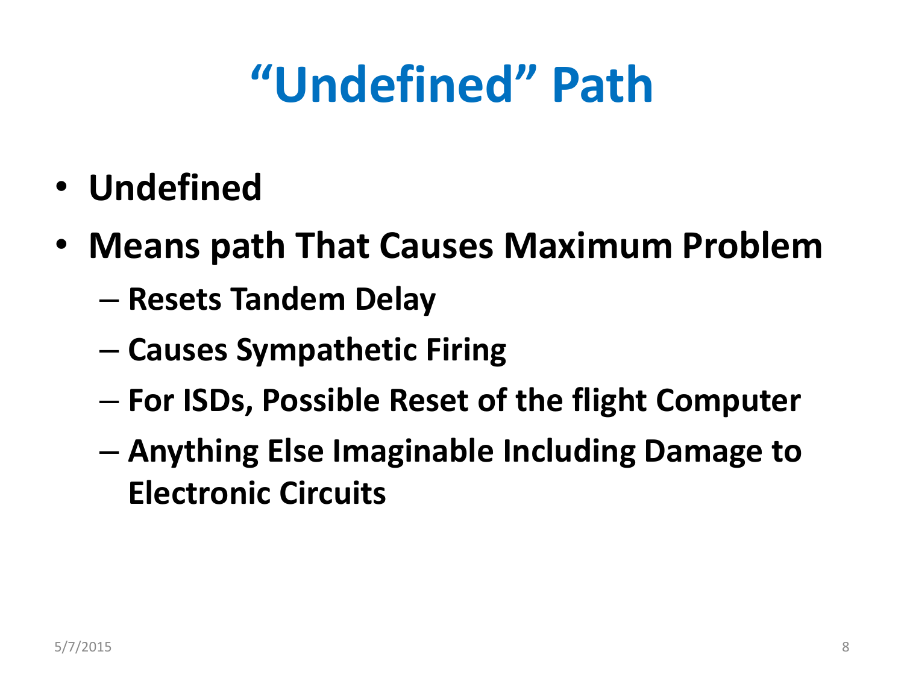# "Undefined" Path

- **Undefined**
- **Means path That Causes Maximum Problem**
  - **Resets Tandem Delay**
  - **Causes Sympathetic Firing**
  - **For ISDs, Possible Reset of the flight Computer**
  - **Anything Else Imaginable Including Damage to Electronic Circuits**

5/7/2015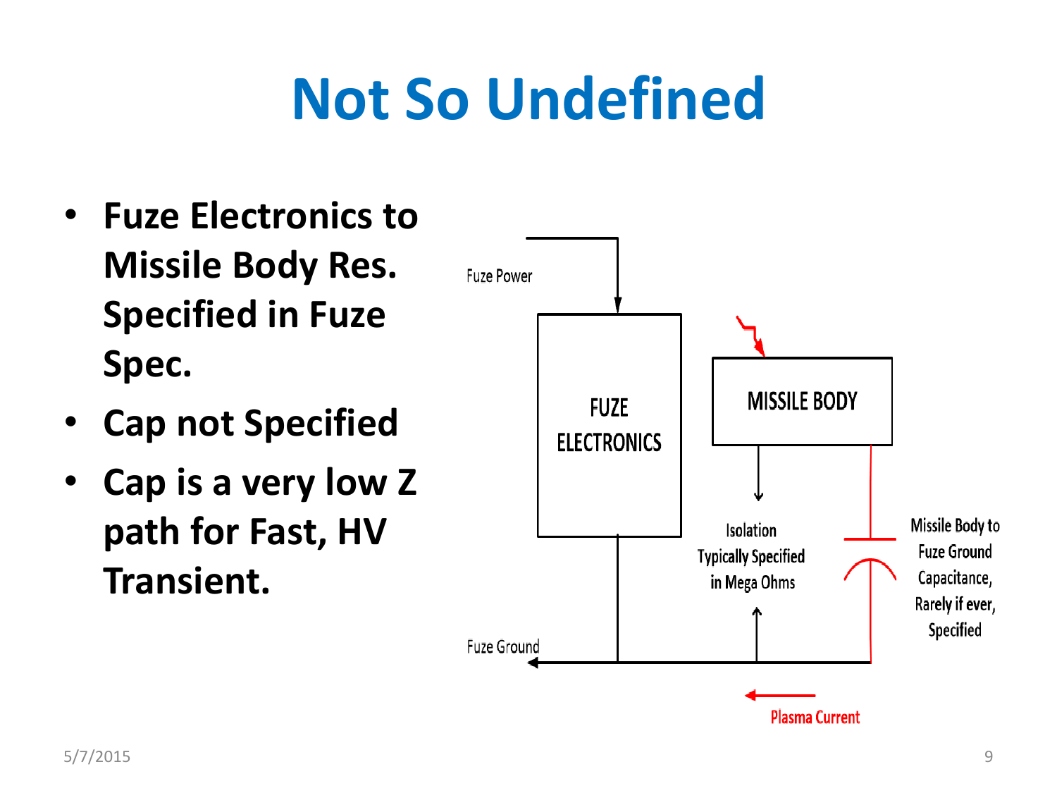# Not So Undefined

- **Fuze Electronics to Missile Body Res. Specified in Fuze Spec.**
- **Cap not Specified**
- **Cap is a very low Z path for Fast, HV Transient.**

Fuze Power

FUZE ELECTRONICS

MISSILE BODY

Isolation Typically Specified in Mega Ohms

Missile Body to Fuze Ground Capacitance, Rarely if ever, Specified

Fuze Ground

Plasma Current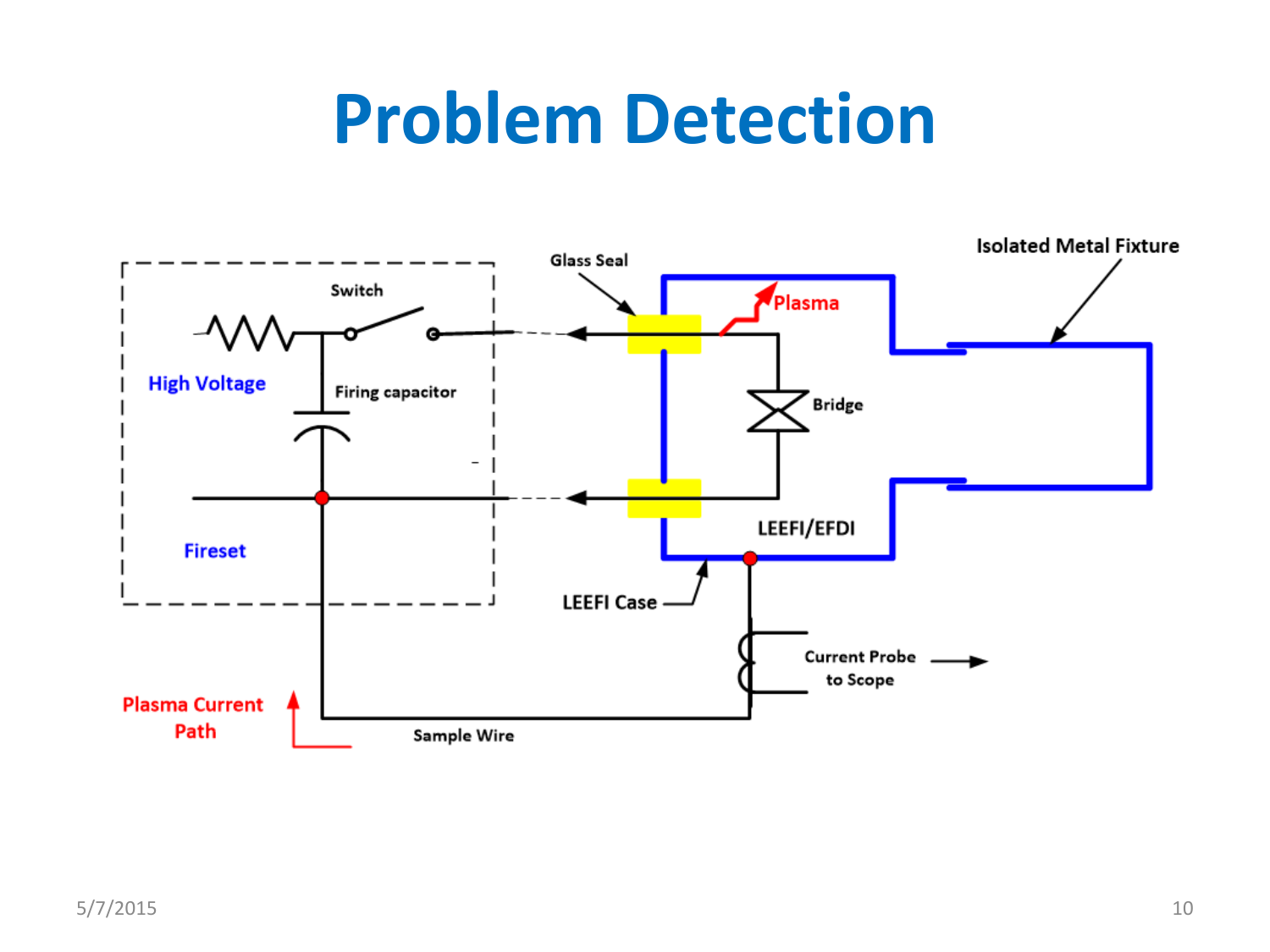# Problem Detection

Switch

High Voltage

Firing capacitor

Fireset

Glass Seal

Plasma

Bridge

LEEFI/EFDI

Isolated Metal Fixture

LEEFI Case

Current Probe to Scope

Plasma Current Path

Sample Wire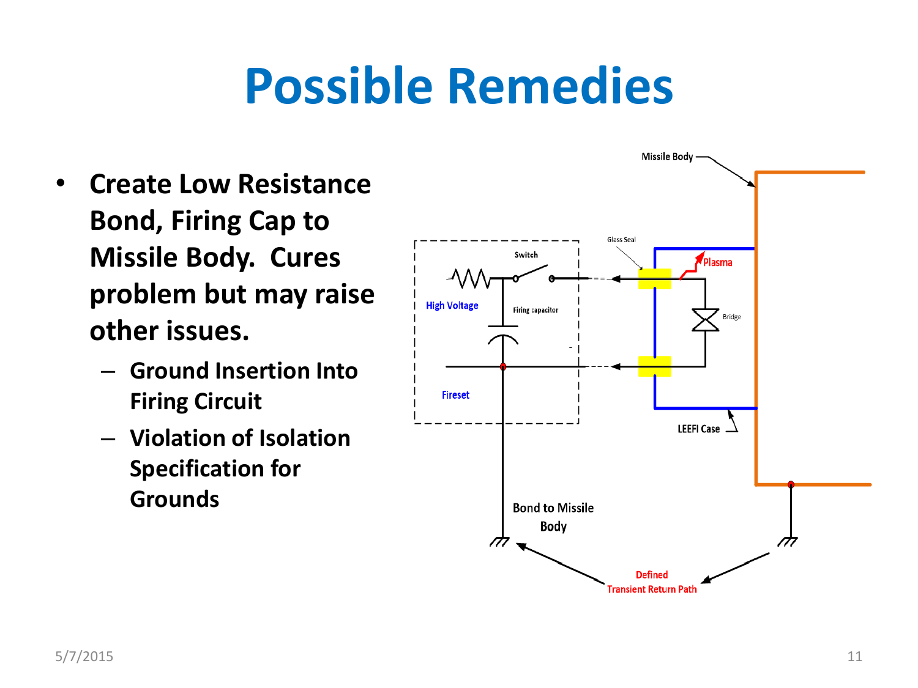# Possible Remedies

- **Create Low Resistance Bond, Firing Cap to Missile Body. Cures problem but may raise other issues.**
  - **Ground Insertion Into Firing Circuit**
  - **Violation of Isolation Specification for Grounds**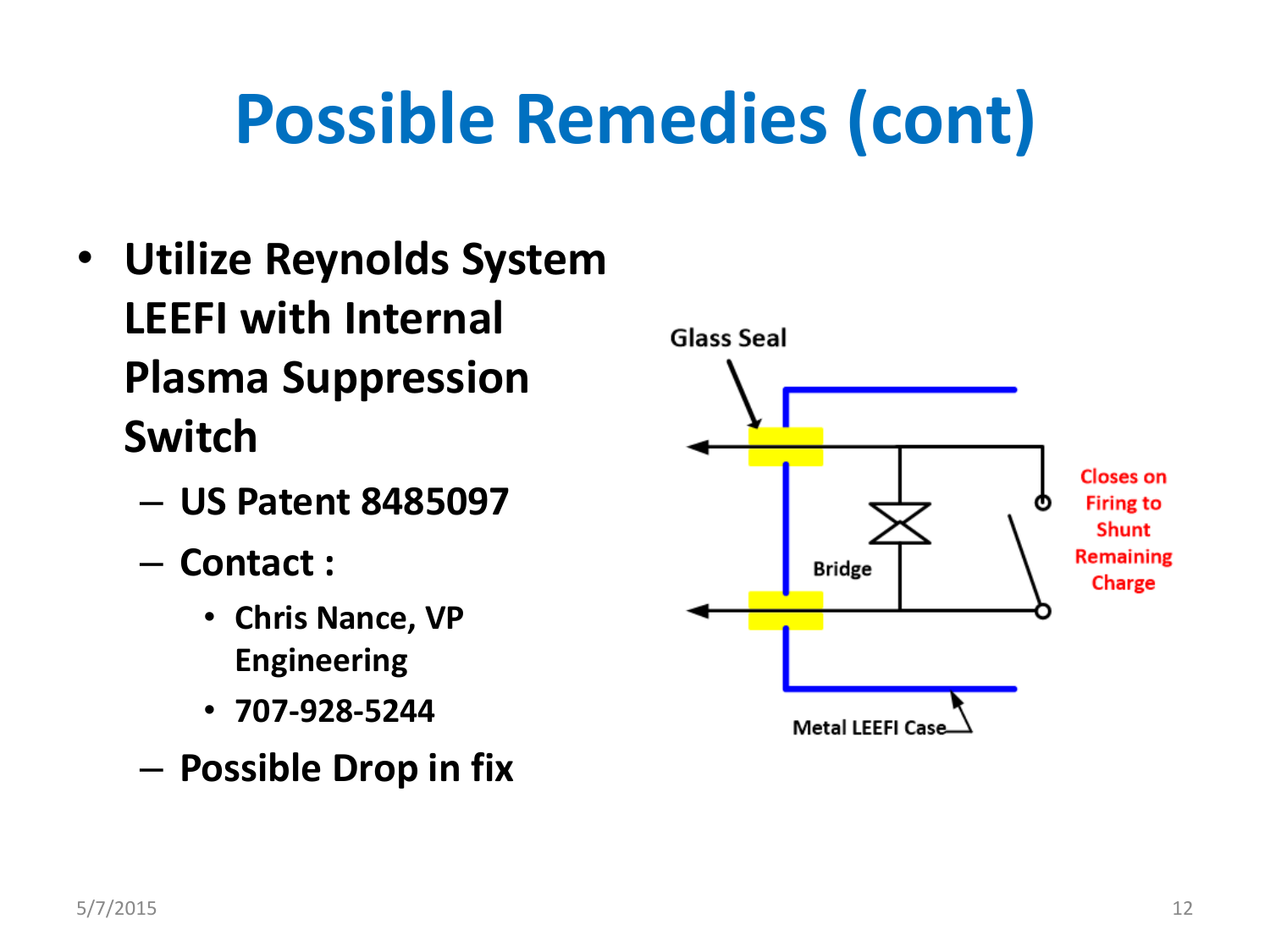# Possible Remedies (cont)

- **Utilize Reynolds System LEEFI with Internal Plasma Suppression Switch**
  - **US Patent 8485097**
  - **Contact :**
    - **Chris Nance, VP Engineering**
    - **707-928-5244**
  - **Possible Drop in fix**

Glass Seal

Bridge

Closes on Firing to Shunt Remaining Charge

Metal LEEFI Case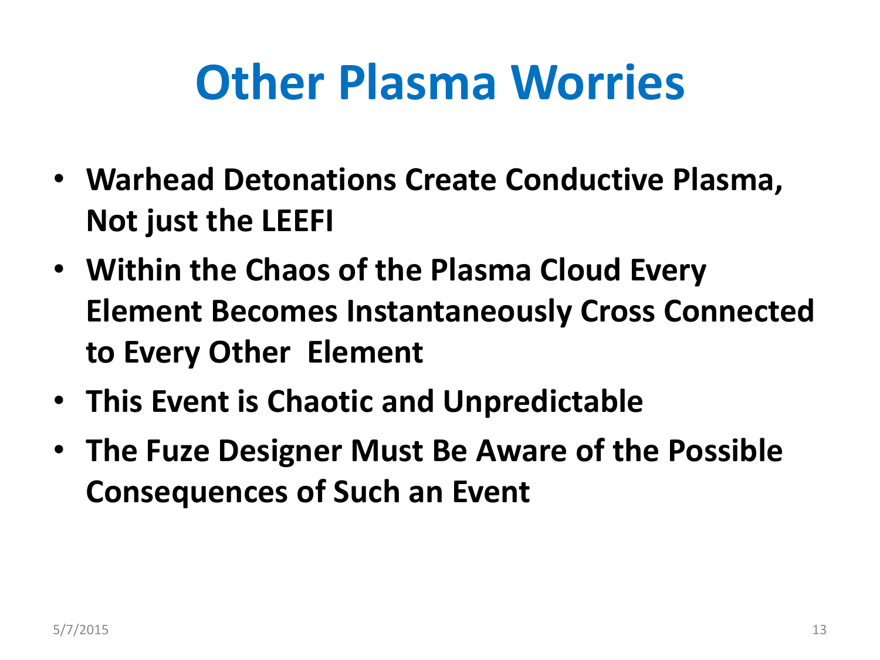# Other Plasma Worries

- **Warhead Detonations Create Conductive Plasma, Not just the LEEFI**
- **Within the Chaos of the Plasma Cloud Every Element Becomes Instantaneously Cross Connected to Every Other Element**
- **This Event is Chaotic and Unpredictable**
- **The Fuze Designer Must Be Aware of the Possible Consequences of Such an Event**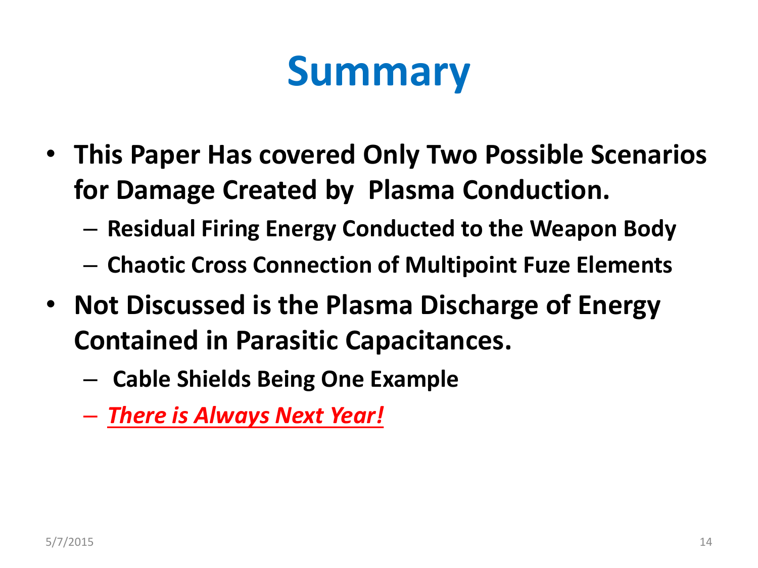# Summary

- **This Paper Has covered Only Two Possible Scenarios for Damage Created by Plasma Conduction.**
  - **Residual Firing Energy Conducted to the Weapon Body**
  - **Chaotic Cross Connection of Multipoint Fuze Elements**
- **Not Discussed is the Plasma Discharge of Energy Contained in Parasitic Capacitances.**
  - **Cable Shields Being One Example**
  - ***There is Always Next Year!***